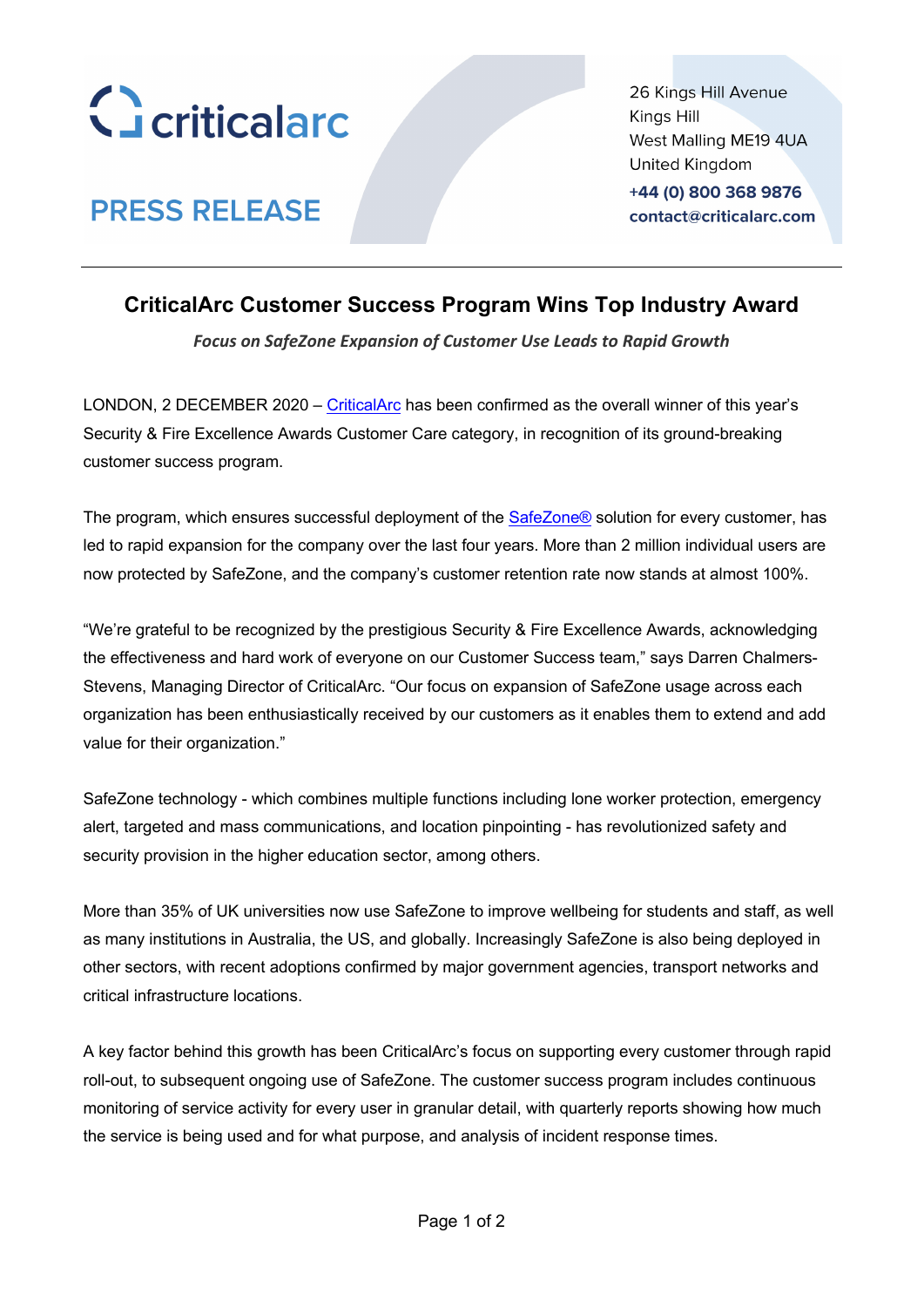criticalarc

**PRESS RELEASE**

26 Kings Hill Avenue
Kings Hill
West Malling ME19 4UA
United Kingdom
**+44 (0) 800 368 9876**
**contact@criticalarc.com**

---

# CriticalArc Customer Success Program Wins Top Industry Award

***Focus on SafeZone Expansion of Customer Use Leads to Rapid Growth***

LONDON, 2 DECEMBER 2020 – CriticalArc has been confirmed as the overall winner of this year's Security & Fire Excellence Awards Customer Care category, in recognition of its ground-breaking customer success program.

The program, which ensures successful deployment of the SafeZone® solution for every customer, has led to rapid expansion for the company over the last four years. More than 2 million individual users are now protected by SafeZone, and the company's customer retention rate now stands at almost 100%.

"We're grateful to be recognized by the prestigious Security & Fire Excellence Awards, acknowledging the effectiveness and hard work of everyone on our Customer Success team," says Darren Chalmers-Stevens, Managing Director of CriticalArc. "Our focus on expansion of SafeZone usage across each organization has been enthusiastically received by our customers as it enables them to extend and add value for their organization."

SafeZone technology - which combines multiple functions including lone worker protection, emergency alert, targeted and mass communications, and location pinpointing - has revolutionized safety and security provision in the higher education sector, among others.

More than 35% of UK universities now use SafeZone to improve wellbeing for students and staff, as well as many institutions in Australia, the US, and globally. Increasingly SafeZone is also being deployed in other sectors, with recent adoptions confirmed by major government agencies, transport networks and critical infrastructure locations.

A key factor behind this growth has been CriticalArc's focus on supporting every customer through rapid roll-out, to subsequent ongoing use of SafeZone. The customer success program includes continuous monitoring of service activity for every user in granular detail, with quarterly reports showing how much the service is being used and for what purpose, and analysis of incident response times.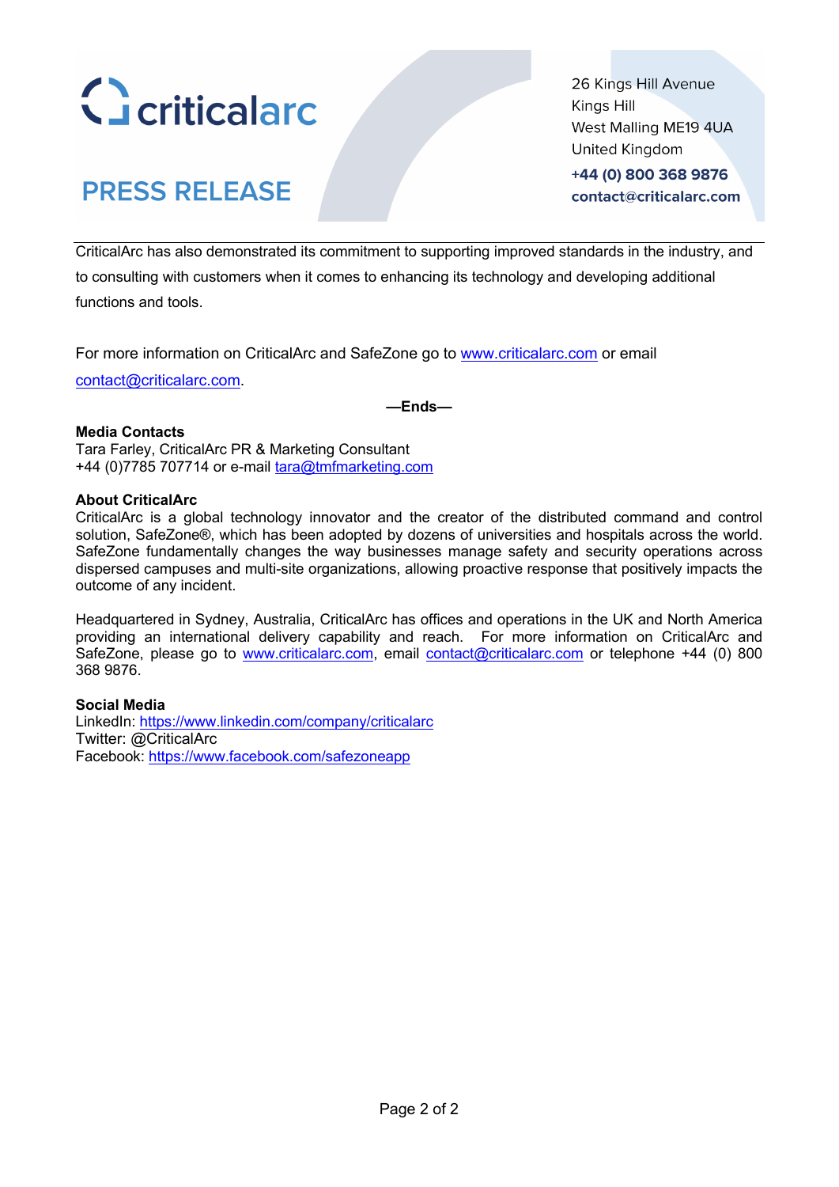CriticalArc has also demonstrated its commitment to supporting improved standards in the industry, and to consulting with customers when it comes to enhancing its technology and developing additional functions and tools.

For more information on CriticalArc and SafeZone go to www.criticalarc.com or email contact@criticalarc.com.

**—Ends—**

**Media Contacts**
Tara Farley, CriticalArc PR & Marketing Consultant
+44 (0)7785 707714 or e-mail tara@tmfmarketing.com

**About CriticalArc**
CriticalArc is a global technology innovator and the creator of the distributed command and control solution, SafeZone®, which has been adopted by dozens of universities and hospitals across the world. SafeZone fundamentally changes the way businesses manage safety and security operations across dispersed campuses and multi-site organizations, allowing proactive response that positively impacts the outcome of any incident.

Headquartered in Sydney, Australia, CriticalArc has offices and operations in the UK and North America providing an international delivery capability and reach. For more information on CriticalArc and SafeZone, please go to www.criticalarc.com, email contact@criticalarc.com or telephone +44 (0) 800 368 9876.

**Social Media**
LinkedIn: https://www.linkedin.com/company/criticalarc
Twitter: @CriticalArc
Facebook: https://www.facebook.com/safezoneapp